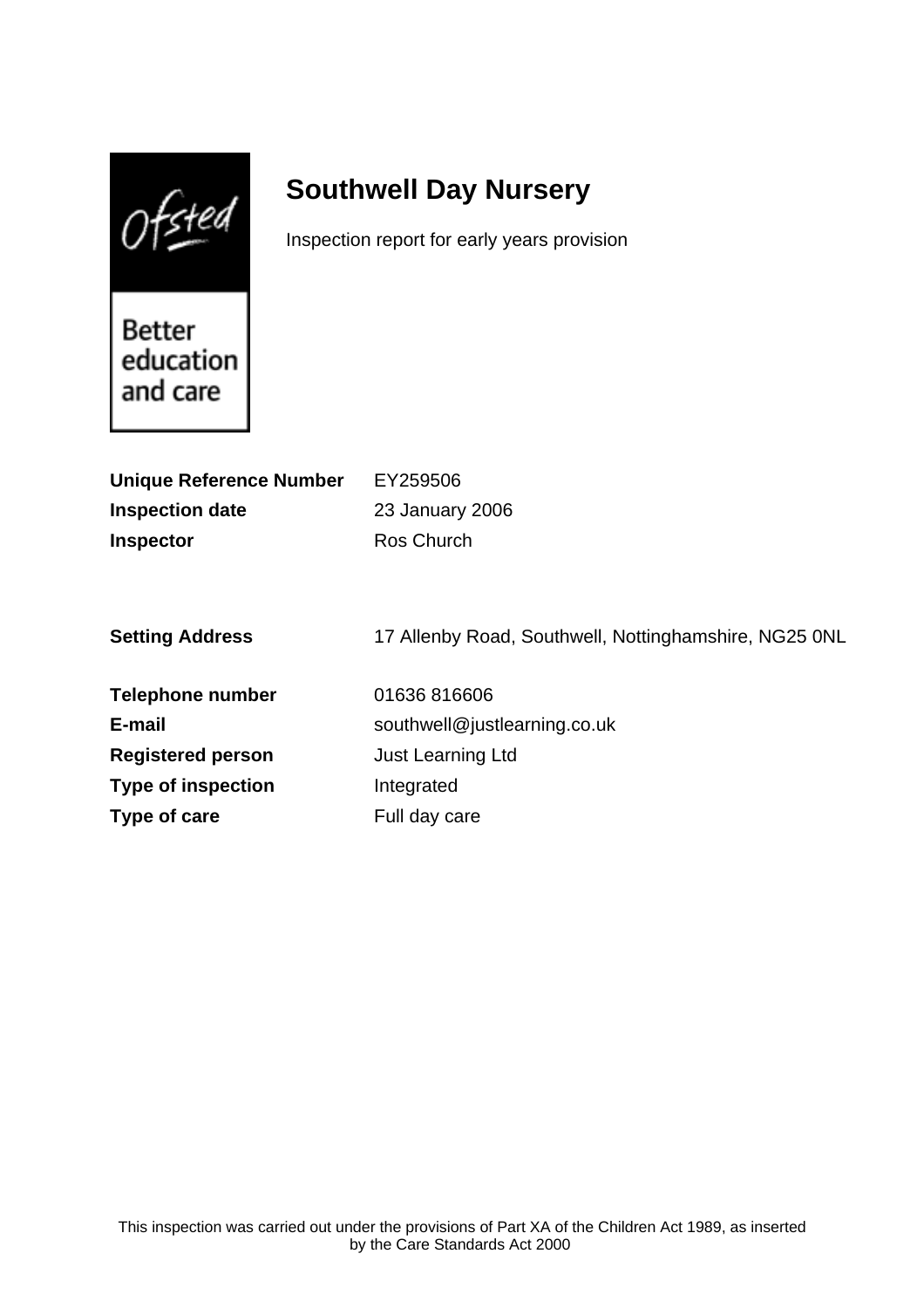Ofsted

Better education and care

# Southwell Day Nursery

Inspection report for early years provision

| | |
|---|---|
| **Unique Reference Number** | EY259506 |
| **Inspection date** | 23 January 2006 |
| **Inspector** | Ros Church |

| | |
|---|---|
| **Setting Address** | 17 Allenby Road, Southwell, Nottinghamshire, NG25 0NL |
| **Telephone number** | 01636 816606 |
| **E-mail** | southwell@justlearning.co.uk |
| **Registered person** | Just Learning Ltd |
| **Type of inspection** | Integrated |
| **Type of care** | Full day care |

This inspection was carried out under the provisions of Part XA of the Children Act 1989, as inserted by the Care Standards Act 2000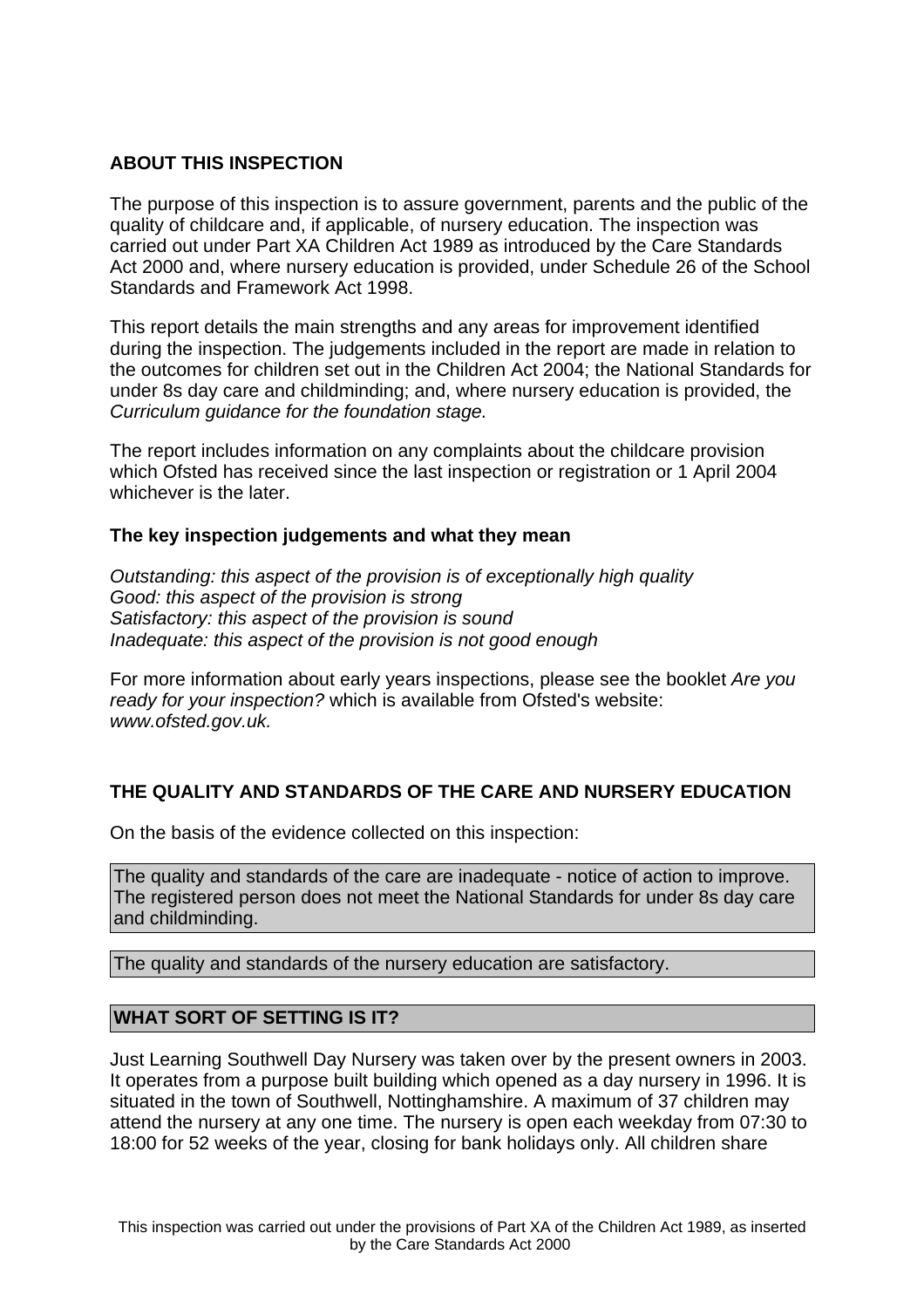## ABOUT THIS INSPECTION

The purpose of this inspection is to assure government, parents and the public of the quality of childcare and, if applicable, of nursery education. The inspection was carried out under Part XA Children Act 1989 as introduced by the Care Standards Act 2000 and, where nursery education is provided, under Schedule 26 of the School Standards and Framework Act 1998.

This report details the main strengths and any areas for improvement identified during the inspection. The judgements included in the report are made in relation to the outcomes for children set out in the Children Act 2004; the National Standards for under 8s day care and childminding; and, where nursery education is provided, the *Curriculum guidance for the foundation stage.*

The report includes information on any complaints about the childcare provision which Ofsted has received since the last inspection or registration or 1 April 2004 whichever is the later.

### The key inspection judgements and what they mean

*Outstanding: this aspect of the provision is of exceptionally high quality*
*Good: this aspect of the provision is strong*
*Satisfactory: this aspect of the provision is sound*
*Inadequate: this aspect of the provision is not good enough*

For more information about early years inspections, please see the booklet *Are you ready for your inspection?* which is available from Ofsted's website: *www.ofsted.gov.uk.*

## THE QUALITY AND STANDARDS OF THE CARE AND NURSERY EDUCATION

On the basis of the evidence collected on this inspection:

The quality and standards of the care are inadequate - notice of action to improve. The registered person does not meet the National Standards for under 8s day care and childminding.

The quality and standards of the nursery education are satisfactory.

## WHAT SORT OF SETTING IS IT?

Just Learning Southwell Day Nursery was taken over by the present owners in 2003. It operates from a purpose built building which opened as a day nursery in 1996. It is situated in the town of Southwell, Nottinghamshire. A maximum of 37 children may attend the nursery at any one time. The nursery is open each weekday from 07:30 to 18:00 for 52 weeks of the year, closing for bank holidays only. All children share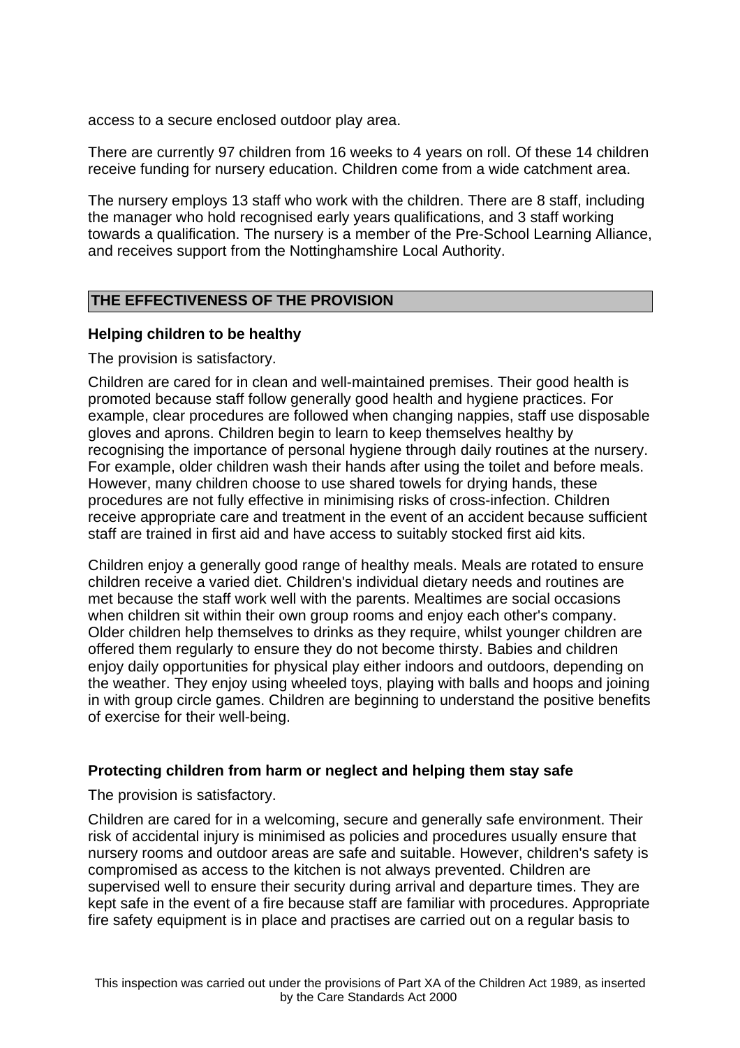access to a secure enclosed outdoor play area.

There are currently 97 children from 16 weeks to 4 years on roll. Of these 14 children receive funding for nursery education. Children come from a wide catchment area.

The nursery employs 13 staff who work with the children. There are 8 staff, including the manager who hold recognised early years qualifications, and 3 staff working towards a qualification. The nursery is a member of the Pre-School Learning Alliance, and receives support from the Nottinghamshire Local Authority.

## THE EFFECTIVENESS OF THE PROVISION

### Helping children to be healthy

The provision is satisfactory.

Children are cared for in clean and well-maintained premises. Their good health is promoted because staff follow generally good health and hygiene practices. For example, clear procedures are followed when changing nappies, staff use disposable gloves and aprons. Children begin to learn to keep themselves healthy by recognising the importance of personal hygiene through daily routines at the nursery. For example, older children wash their hands after using the toilet and before meals. However, many children choose to use shared towels for drying hands, these procedures are not fully effective in minimising risks of cross-infection. Children receive appropriate care and treatment in the event of an accident because sufficient staff are trained in first aid and have access to suitably stocked first aid kits.

Children enjoy a generally good range of healthy meals. Meals are rotated to ensure children receive a varied diet. Children's individual dietary needs and routines are met because the staff work well with the parents. Mealtimes are social occasions when children sit within their own group rooms and enjoy each other's company. Older children help themselves to drinks as they require, whilst younger children are offered them regularly to ensure they do not become thirsty. Babies and children enjoy daily opportunities for physical play either indoors and outdoors, depending on the weather. They enjoy using wheeled toys, playing with balls and hoops and joining in with group circle games. Children are beginning to understand the positive benefits of exercise for their well-being.

### Protecting children from harm or neglect and helping them stay safe

The provision is satisfactory.

Children are cared for in a welcoming, secure and generally safe environment. Their risk of accidental injury is minimised as policies and procedures usually ensure that nursery rooms and outdoor areas are safe and suitable. However, children's safety is compromised as access to the kitchen is not always prevented. Children are supervised well to ensure their security during arrival and departure times. They are kept safe in the event of a fire because staff are familiar with procedures. Appropriate fire safety equipment is in place and practises are carried out on a regular basis to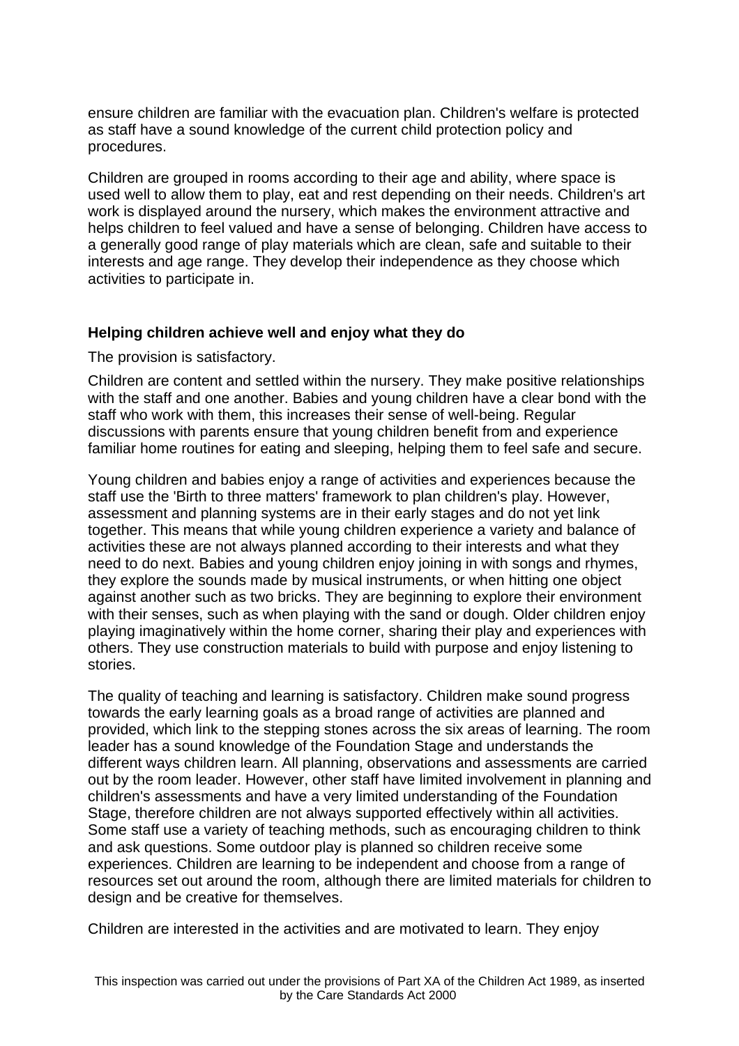ensure children are familiar with the evacuation plan. Children's welfare is protected as staff have a sound knowledge of the current child protection policy and procedures.

Children are grouped in rooms according to their age and ability, where space is used well to allow them to play, eat and rest depending on their needs. Children's art work is displayed around the nursery, which makes the environment attractive and helps children to feel valued and have a sense of belonging. Children have access to a generally good range of play materials which are clean, safe and suitable to their interests and age range. They develop their independence as they choose which activities to participate in.

**Helping children achieve well and enjoy what they do**

The provision is satisfactory.

Children are content and settled within the nursery. They make positive relationships with the staff and one another. Babies and young children have a clear bond with the staff who work with them, this increases their sense of well-being. Regular discussions with parents ensure that young children benefit from and experience familiar home routines for eating and sleeping, helping them to feel safe and secure.

Young children and babies enjoy a range of activities and experiences because the staff use the 'Birth to three matters' framework to plan children's play. However, assessment and planning systems are in their early stages and do not yet link together. This means that while young children experience a variety and balance of activities these are not always planned according to their interests and what they need to do next. Babies and young children enjoy joining in with songs and rhymes, they explore the sounds made by musical instruments, or when hitting one object against another such as two bricks. They are beginning to explore their environment with their senses, such as when playing with the sand or dough. Older children enjoy playing imaginatively within the home corner, sharing their play and experiences with others. They use construction materials to build with purpose and enjoy listening to stories.

The quality of teaching and learning is satisfactory. Children make sound progress towards the early learning goals as a broad range of activities are planned and provided, which link to the stepping stones across the six areas of learning. The room leader has a sound knowledge of the Foundation Stage and understands the different ways children learn. All planning, observations and assessments are carried out by the room leader. However, other staff have limited involvement in planning and children's assessments and have a very limited understanding of the Foundation Stage, therefore children are not always supported effectively within all activities. Some staff use a variety of teaching methods, such as encouraging children to think and ask questions. Some outdoor play is planned so children receive some experiences. Children are learning to be independent and choose from a range of resources set out around the room, although there are limited materials for children to design and be creative for themselves.

Children are interested in the activities and are motivated to learn. They enjoy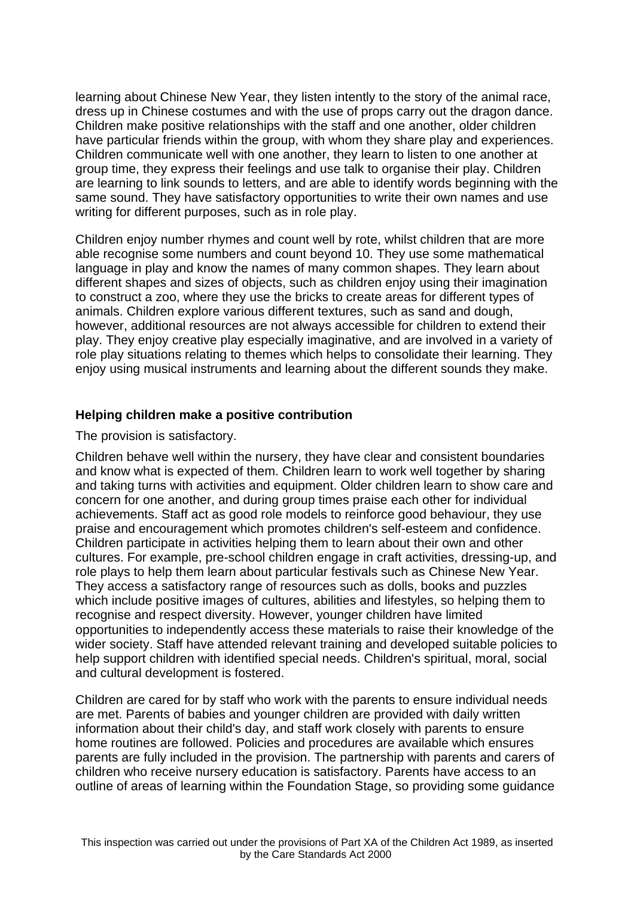learning about Chinese New Year, they listen intently to the story of the animal race, dress up in Chinese costumes and with the use of props carry out the dragon dance. Children make positive relationships with the staff and one another, older children have particular friends within the group, with whom they share play and experiences. Children communicate well with one another, they learn to listen to one another at group time, they express their feelings and use talk to organise their play. Children are learning to link sounds to letters, and are able to identify words beginning with the same sound. They have satisfactory opportunities to write their own names and use writing for different purposes, such as in role play.

Children enjoy number rhymes and count well by rote, whilst children that are more able recognise some numbers and count beyond 10. They use some mathematical language in play and know the names of many common shapes. They learn about different shapes and sizes of objects, such as children enjoy using their imagination to construct a zoo, where they use the bricks to create areas for different types of animals. Children explore various different textures, such as sand and dough, however, additional resources are not always accessible for children to extend their play. They enjoy creative play especially imaginative, and are involved in a variety of role play situations relating to themes which helps to consolidate their learning. They enjoy using musical instruments and learning about the different sounds they make.

## Helping children make a positive contribution

The provision is satisfactory.

Children behave well within the nursery, they have clear and consistent boundaries and know what is expected of them. Children learn to work well together by sharing and taking turns with activities and equipment. Older children learn to show care and concern for one another, and during group times praise each other for individual achievements. Staff act as good role models to reinforce good behaviour, they use praise and encouragement which promotes children's self-esteem and confidence. Children participate in activities helping them to learn about their own and other cultures. For example, pre-school children engage in craft activities, dressing-up, and role plays to help them learn about particular festivals such as Chinese New Year. They access a satisfactory range of resources such as dolls, books and puzzles which include positive images of cultures, abilities and lifestyles, so helping them to recognise and respect diversity. However, younger children have limited opportunities to independently access these materials to raise their knowledge of the wider society. Staff have attended relevant training and developed suitable policies to help support children with identified special needs. Children's spiritual, moral, social and cultural development is fostered.

Children are cared for by staff who work with the parents to ensure individual needs are met. Parents of babies and younger children are provided with daily written information about their child's day, and staff work closely with parents to ensure home routines are followed. Policies and procedures are available which ensures parents are fully included in the provision. The partnership with parents and carers of children who receive nursery education is satisfactory. Parents have access to an outline of areas of learning within the Foundation Stage, so providing some guidance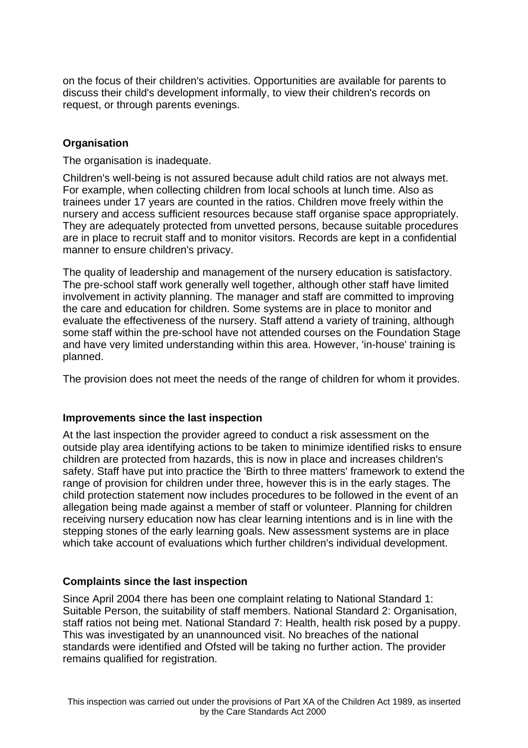on the focus of their children's activities. Opportunities are available for parents to discuss their child's development informally, to view their children's records on request, or through parents evenings.

### Organisation

The organisation is inadequate.

Children's well-being is not assured because adult child ratios are not always met. For example, when collecting children from local schools at lunch time. Also as trainees under 17 years are counted in the ratios. Children move freely within the nursery and access sufficient resources because staff organise space appropriately. They are adequately protected from unvetted persons, because suitable procedures are in place to recruit staff and to monitor visitors. Records are kept in a confidential manner to ensure children's privacy.

The quality of leadership and management of the nursery education is satisfactory. The pre-school staff work generally well together, although other staff have limited involvement in activity planning. The manager and staff are committed to improving the care and education for children. Some systems are in place to monitor and evaluate the effectiveness of the nursery. Staff attend a variety of training, although some staff within the pre-school have not attended courses on the Foundation Stage and have very limited understanding within this area. However, 'in-house' training is planned.

The provision does not meet the needs of the range of children for whom it provides.

### Improvements since the last inspection

At the last inspection the provider agreed to conduct a risk assessment on the outside play area identifying actions to be taken to minimize identified risks to ensure children are protected from hazards, this is now in place and increases children's safety. Staff have put into practice the 'Birth to three matters' framework to extend the range of provision for children under three, however this is in the early stages. The child protection statement now includes procedures to be followed in the event of an allegation being made against a member of staff or volunteer. Planning for children receiving nursery education now has clear learning intentions and is in line with the stepping stones of the early learning goals. New assessment systems are in place which take account of evaluations which further children's individual development.

### Complaints since the last inspection

Since April 2004 there has been one complaint relating to National Standard 1: Suitable Person, the suitability of staff members. National Standard 2: Organisation, staff ratios not being met. National Standard 7: Health, health risk posed by a puppy. This was investigated by an unannounced visit. No breaches of the national standards were identified and Ofsted will be taking no further action. The provider remains qualified for registration.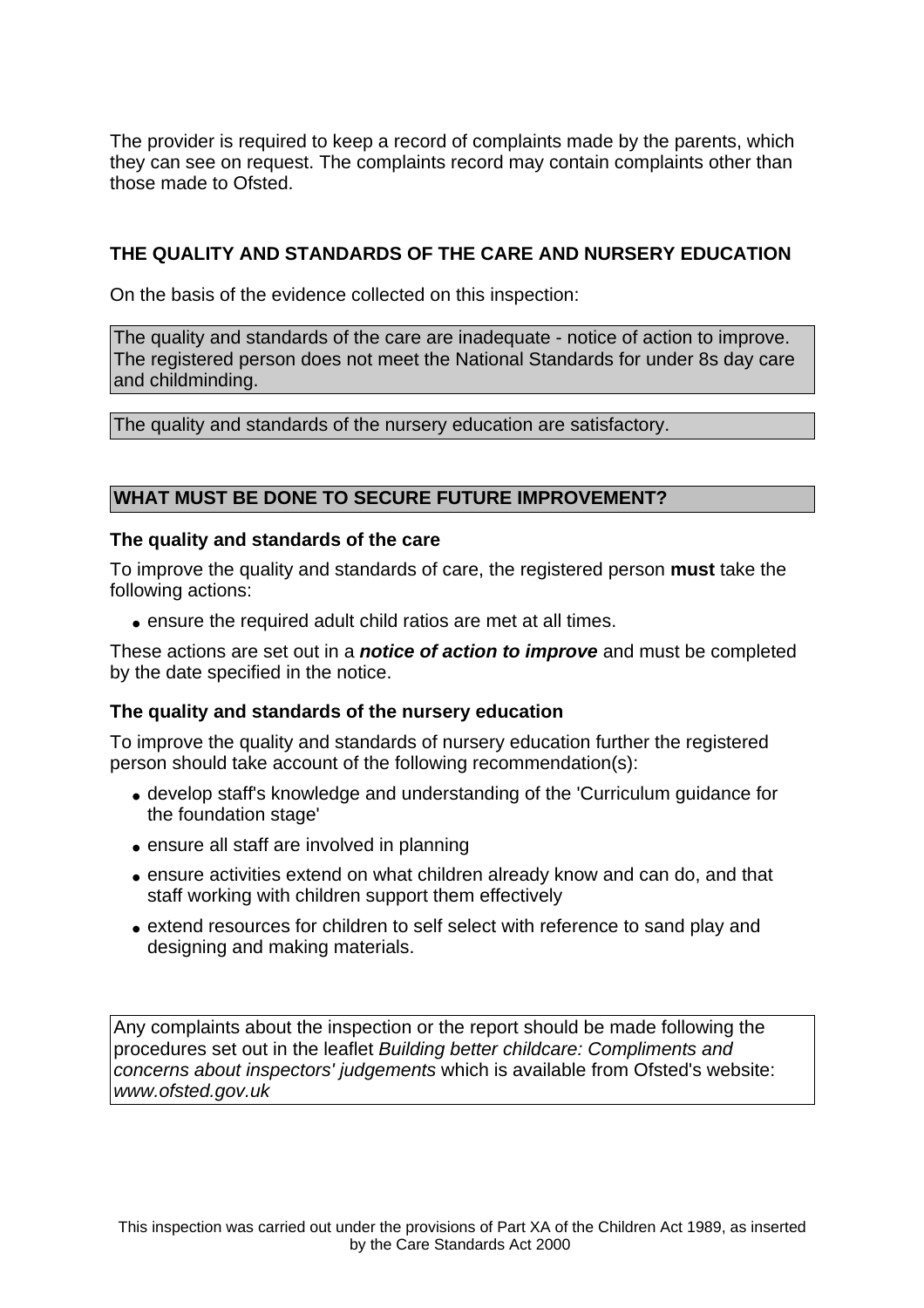The provider is required to keep a record of complaints made by the parents, which they can see on request. The complaints record may contain complaints other than those made to Ofsted.

## THE QUALITY AND STANDARDS OF THE CARE AND NURSERY EDUCATION

On the basis of the evidence collected on this inspection:

The quality and standards of the care are inadequate - notice of action to improve. The registered person does not meet the National Standards for under 8s day care and childminding.

The quality and standards of the nursery education are satisfactory.

## WHAT MUST BE DONE TO SECURE FUTURE IMPROVEMENT?

### The quality and standards of the care

To improve the quality and standards of care, the registered person **must** take the following actions:

- ensure the required adult child ratios are met at all times.

These actions are set out in a ***notice of action to improve*** and must be completed by the date specified in the notice.

### The quality and standards of the nursery education

To improve the quality and standards of nursery education further the registered person should take account of the following recommendation(s):

- develop staff's knowledge and understanding of the 'Curriculum guidance for the foundation stage'
- ensure all staff are involved in planning
- ensure activities extend on what children already know and can do, and that staff working with children support them effectively
- extend resources for children to self select with reference to sand play and designing and making materials.

Any complaints about the inspection or the report should be made following the procedures set out in the leaflet *Building better childcare: Compliments and concerns about inspectors' judgements* which is available from Ofsted's website: *www.ofsted.gov.uk*

This inspection was carried out under the provisions of Part XA of the Children Act 1989, as inserted by the Care Standards Act 2000